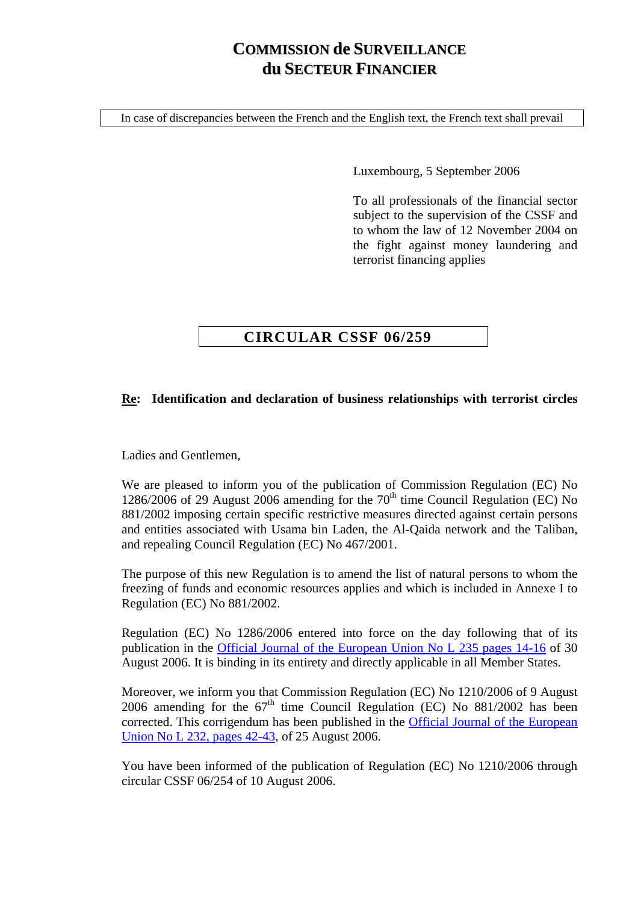# COMMISSION de SURVEILLANCE du SECTEUR FINANCIER

In case of discrepancies between the French and the English text, the French text shall prevail

Luxembourg, 5 September 2006

To all professionals of the financial sector subject to the supervision of the CSSF and to whom the law of 12 November 2004 on the fight against money laundering and terrorist financing applies

## CIRCULAR CSSF 06/259

**Re: Identification and declaration of business relationships with terrorist circles**

Ladies and Gentlemen,

We are pleased to inform you of the publication of Commission Regulation (EC) No 1286/2006 of 29 August 2006 amending for the 70th time Council Regulation (EC) No 881/2002 imposing certain specific restrictive measures directed against certain persons and entities associated with Usama bin Laden, the Al-Qaida network and the Taliban, and repealing Council Regulation (EC) No 467/2001.

The purpose of this new Regulation is to amend the list of natural persons to whom the freezing of funds and economic resources applies and which is included in Annexe I to Regulation (EC) No 881/2002.

Regulation (EC) No 1286/2006 entered into force on the day following that of its publication in the Official Journal of the European Union No L 235 pages 14-16 of 30 August 2006. It is binding in its entirety and directly applicable in all Member States.

Moreover, we inform you that Commission Regulation (EC) No 1210/2006 of 9 August 2006 amending for the 67th time Council Regulation (EC) No 881/2002 has been corrected. This corrigendum has been published in the Official Journal of the European Union No L 232, pages 42-43, of 25 August 2006.

You have been informed of the publication of Regulation (EC) No 1210/2006 through circular CSSF 06/254 of 10 August 2006.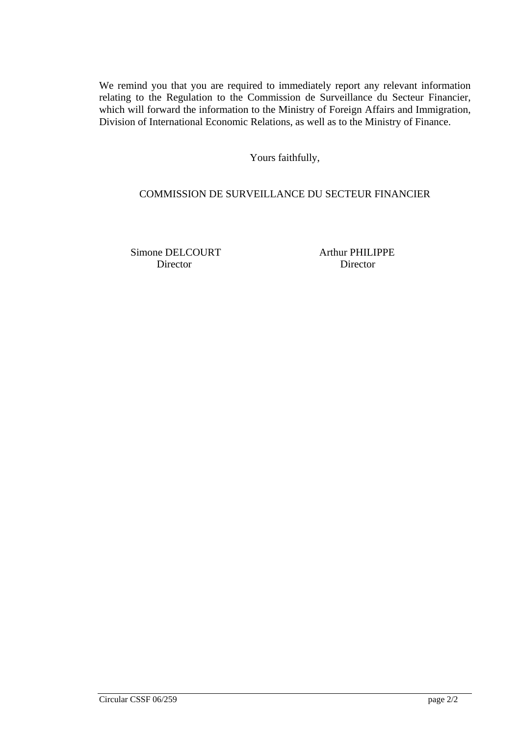We remind you that you are required to immediately report any relevant information relating to the Regulation to the Commission de Surveillance du Secteur Financier, which will forward the information to the Ministry of Foreign Affairs and Immigration, Division of International Economic Relations, as well as to the Ministry of Finance.

Yours faithfully,

COMMISSION DE SURVEILLANCE DU SECTEUR FINANCIER

Simone DELCOURT
Director

Arthur PHILIPPE
Director